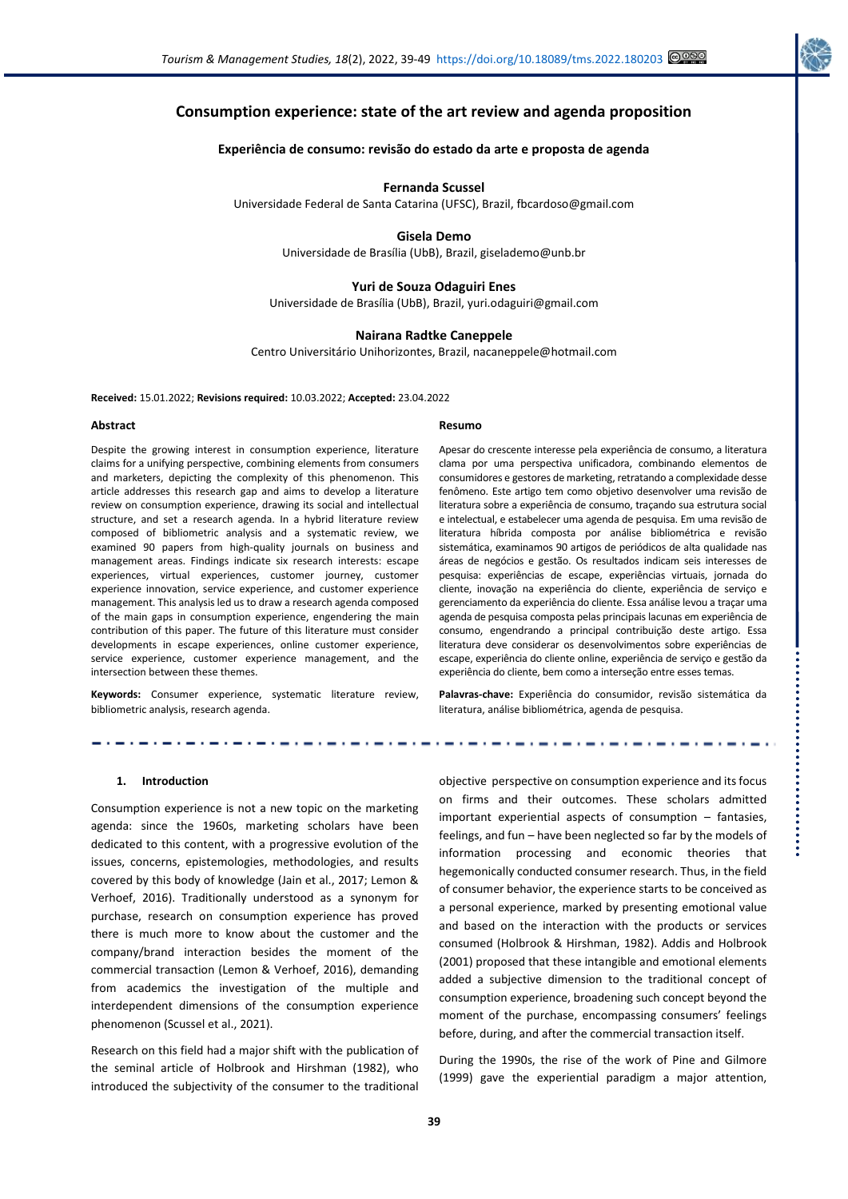# Consumption experience: state of the art review and agenda proposition

**Experiência de consumo: revisão do estado da arte e proposta de agenda**

**Fernanda Scussel**
Universidade Federal de Santa Catarina (UFSC), Brazil, fbcardoso@gmail.com

**Gisela Demo**
Universidade de Brasília (UbB), Brazil, giselademo@unb.br

**Yuri de Souza Odaguiri Enes**
Universidade de Brasília (UbB), Brazil, yuri.odaguiri@gmail.com

**Nairana Radtke Caneppele**
Centro Universitário Unihorizontes, Brazil, nacaneppele@hotmail.com

**Received:** 15.01.2022; **Revisions required:** 10.03.2022; **Accepted:** 23.04.2022

### Abstract

Despite the growing interest in consumption experience, literature claims for a unifying perspective, combining elements from consumers and marketers, depicting the complexity of this phenomenon. This article addresses this research gap and aims to develop a literature review on consumption experience, drawing its social and intellectual structure, and set a research agenda. In a hybrid literature review composed of bibliometric analysis and a systematic review, we examined 90 papers from high-quality journals on business and management areas. Findings indicate six research interests: escape experiences, virtual experiences, customer journey, customer experience innovation, service experience, and customer experience management. This analysis led us to draw a research agenda composed of the main gaps in consumption experience, engendering the main contribution of this paper. The future of this literature must consider developments in escape experiences, online customer experience, service experience, customer experience management, and the intersection between these themes.

**Keywords:** Consumer experience, systematic literature review, bibliometric analysis, research agenda.

### Resumo

Apesar do crescente interesse pela experiência de consumo, a literatura clama por uma perspectiva unificadora, combinando elementos de consumidores e gestores de marketing, retratando a complexidade desse fenômeno. Este artigo tem como objetivo desenvolver uma revisão de literatura sobre a experiência de consumo, traçando sua estrutura social e intelectual, e estabelecer uma agenda de pesquisa. Em uma revisão de literatura híbrida composta por análise bibliométrica e revisão sistemática, examinamos 90 artigos de periódicos de alta qualidade nas áreas de negócios e gestão. Os resultados indicam seis interesses de pesquisa: experiências de escape, experiências virtuais, jornada do cliente, inovação na experiência do cliente, experiência de serviço e gerenciamento da experiência do cliente. Essa análise levou a traçar uma agenda de pesquisa composta pelas principais lacunas em experiência de consumo, engendrando a principal contribuição deste artigo. Essa literatura deve considerar os desenvolvimentos sobre experiências de escape, experiência do cliente online, experiência de serviço e gestão da experiência do cliente, bem como a interseção entre esses temas.

**Palavras-chave:** Experiência do consumidor, revisão sistemática da literatura, análise bibliométrica, agenda de pesquisa.

## 1. Introduction

Consumption experience is not a new topic on the marketing agenda: since the 1960s, marketing scholars have been dedicated to this content, with a progressive evolution of the issues, concerns, epistemologies, methodologies, and results covered by this body of knowledge (Jain et al., 2017; Lemon & Verhoef, 2016). Traditionally understood as a synonym for purchase, research on consumption experience has proved there is much more to know about the customer and the company/brand interaction besides the moment of the commercial transaction (Lemon & Verhoef, 2016), demanding from academics the investigation of the multiple and interdependent dimensions of the consumption experience phenomenon (Scussel et al., 2021).

Research on this field had a major shift with the publication of the seminal article of Holbrook and Hirshman (1982), who introduced the subjectivity of the consumer to the traditional objective perspective on consumption experience and its focus on firms and their outcomes. These scholars admitted important experiential aspects of consumption – fantasies, feelings, and fun – have been neglected so far by the models of information processing and economic theories that hegemonically conducted consumer research. Thus, in the field of consumer behavior, the experience starts to be conceived as a personal experience, marked by presenting emotional value and based on the interaction with the products or services consumed (Holbrook & Hirshman, 1982). Addis and Holbrook (2001) proposed that these intangible and emotional elements added a subjective dimension to the traditional concept of consumption experience, broadening such concept beyond the moment of the purchase, encompassing consumers' feelings before, during, and after the commercial transaction itself.

During the 1990s, the rise of the work of Pine and Gilmore (1999) gave the experiential paradigm a major attention,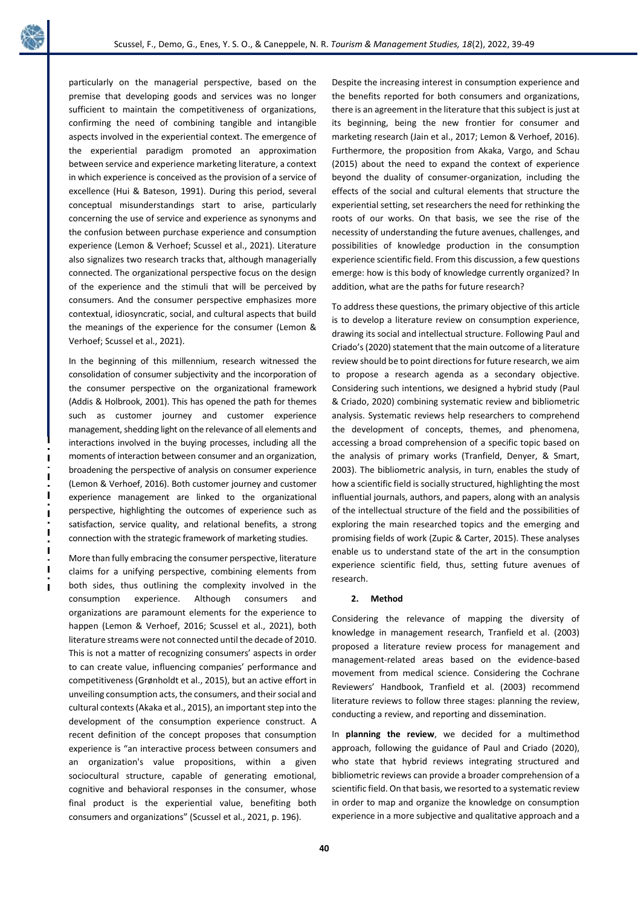particularly on the managerial perspective, based on the premise that developing goods and services was no longer sufficient to maintain the competitiveness of organizations, confirming the need of combining tangible and intangible aspects involved in the experiential context. The emergence of the experiential paradigm promoted an approximation between service and experience marketing literature, a context in which experience is conceived as the provision of a service of excellence (Hui & Bateson, 1991). During this period, several conceptual misunderstandings start to arise, particularly concerning the use of service and experience as synonyms and the confusion between purchase experience and consumption experience (Lemon & Verhoef; Scussel et al., 2021). Literature also signalizes two research tracks that, although managerially connected. The organizational perspective focus on the design of the experience and the stimuli that will be perceived by consumers. And the consumer perspective emphasizes more contextual, idiosyncratic, social, and cultural aspects that build the meanings of the experience for the consumer (Lemon & Verhoef; Scussel et al., 2021).

In the beginning of this millennium, research witnessed the consolidation of consumer subjectivity and the incorporation of the consumer perspective on the organizational framework (Addis & Holbrook, 2001). This has opened the path for themes such as customer journey and customer experience management, shedding light on the relevance of all elements and interactions involved in the buying processes, including all the moments of interaction between consumer and an organization, broadening the perspective of analysis on consumer experience (Lemon & Verhoef, 2016). Both customer journey and customer experience management are linked to the organizational perspective, highlighting the outcomes of experience such as satisfaction, service quality, and relational benefits, a strong connection with the strategic framework of marketing studies.

More than fully embracing the consumer perspective, literature claims for a unifying perspective, combining elements from both sides, thus outlining the complexity involved in the consumption experience. Although consumers and organizations are paramount elements for the experience to happen (Lemon & Verhoef, 2016; Scussel et al., 2021), both literature streams were not connected until the decade of 2010. This is not a matter of recognizing consumers' aspects in order to can create value, influencing companies' performance and competitiveness (Grønholdt et al., 2015), but an active effort in unveiling consumption acts, the consumers, and their social and cultural contexts (Akaka et al., 2015), an important step into the development of the consumption experience construct. A recent definition of the concept proposes that consumption experience is "an interactive process between consumers and an organization's value propositions, within a given sociocultural structure, capable of generating emotional, cognitive and behavioral responses in the consumer, whose final product is the experiential value, benefiting both consumers and organizations" (Scussel et al., 2021, p. 196).

Despite the increasing interest in consumption experience and the benefits reported for both consumers and organizations, there is an agreement in the literature that this subject is just at its beginning, being the new frontier for consumer and marketing research (Jain et al., 2017; Lemon & Verhoef, 2016). Furthermore, the proposition from Akaka, Vargo, and Schau (2015) about the need to expand the context of experience beyond the duality of consumer-organization, including the effects of the social and cultural elements that structure the experiential setting, set researchers the need for rethinking the roots of our works. On that basis, we see the rise of the necessity of understanding the future avenues, challenges, and possibilities of knowledge production in the consumption experience scientific field. From this discussion, a few questions emerge: how is this body of knowledge currently organized? In addition, what are the paths for future research?

To address these questions, the primary objective of this article is to develop a literature review on consumption experience, drawing its social and intellectual structure. Following Paul and Criado's (2020) statement that the main outcome of a literature review should be to point directions for future research, we aim to propose a research agenda as a secondary objective. Considering such intentions, we designed a hybrid study (Paul & Criado, 2020) combining systematic review and bibliometric analysis. Systematic reviews help researchers to comprehend the development of concepts, themes, and phenomena, accessing a broad comprehension of a specific topic based on the analysis of primary works (Tranfield, Denyer, & Smart, 2003). The bibliometric analysis, in turn, enables the study of how a scientific field is socially structured, highlighting the most influential journals, authors, and papers, along with an analysis of the intellectual structure of the field and the possibilities of exploring the main researched topics and the emerging and promising fields of work (Zupic & Carter, 2015). These analyses enable us to understand state of the art in the consumption experience scientific field, thus, setting future avenues of research.

## 2. Method

Considering the relevance of mapping the diversity of knowledge in management research, Tranfield et al. (2003) proposed a literature review process for management and management-related areas based on the evidence-based movement from medical science. Considering the Cochrane Reviewers' Handbook, Tranfield et al. (2003) recommend literature reviews to follow three stages: planning the review, conducting a review, and reporting and dissemination.

In **planning the review**, we decided for a multimethod approach, following the guidance of Paul and Criado (2020), who state that hybrid reviews integrating structured and bibliometric reviews can provide a broader comprehension of a scientific field. On that basis, we resorted to a systematic review in order to map and organize the knowledge on consumption experience in a more subjective and qualitative approach and a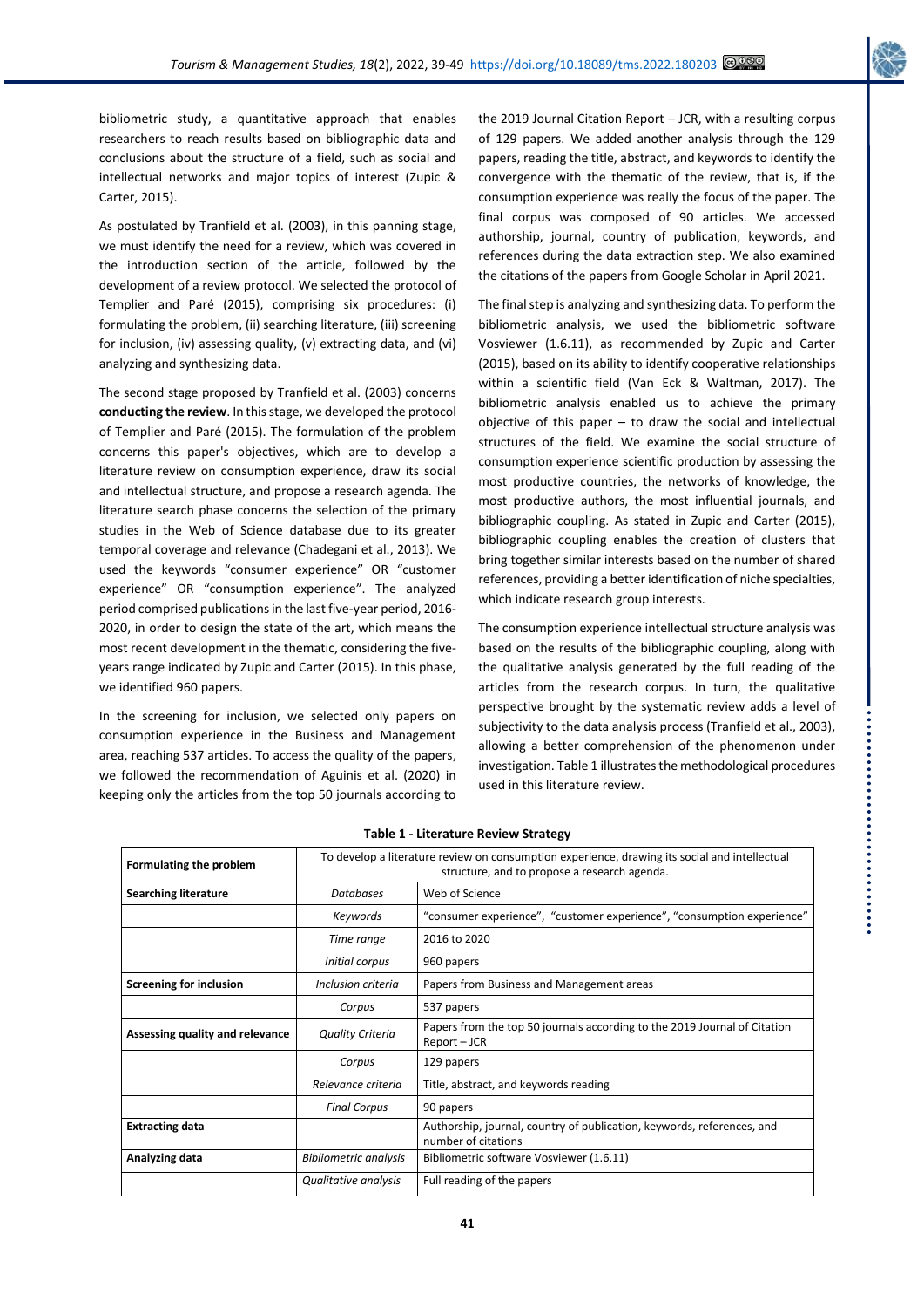bibliometric study, a quantitative approach that enables researchers to reach results based on bibliographic data and conclusions about the structure of a field, such as social and intellectual networks and major topics of interest (Zupic & Carter, 2015).

As postulated by Tranfield et al. (2003), in this panning stage, we must identify the need for a review, which was covered in the introduction section of the article, followed by the development of a review protocol. We selected the protocol of Templier and Paré (2015), comprising six procedures: (i) formulating the problem, (ii) searching literature, (iii) screening for inclusion, (iv) assessing quality, (v) extracting data, and (vi) analyzing and synthesizing data.

The second stage proposed by Tranfield et al. (2003) concerns **conducting the review**. In this stage, we developed the protocol of Templier and Paré (2015). The formulation of the problem concerns this paper's objectives, which are to develop a literature review on consumption experience, draw its social and intellectual structure, and propose a research agenda. The literature search phase concerns the selection of the primary studies in the Web of Science database due to its greater temporal coverage and relevance (Chadegani et al., 2013). We used the keywords "consumer experience" OR "customer experience" OR "consumption experience". The analyzed period comprised publications in the last five-year period, 2016-2020, in order to design the state of the art, which means the most recent development in the thematic, considering the five-years range indicated by Zupic and Carter (2015). In this phase, we identified 960 papers.

In the screening for inclusion, we selected only papers on consumption experience in the Business and Management area, reaching 537 articles. To access the quality of the papers, we followed the recommendation of Aguinis et al. (2020) in keeping only the articles from the top 50 journals according to the 2019 Journal Citation Report – JCR, with a resulting corpus of 129 papers. We added another analysis through the 129 papers, reading the title, abstract, and keywords to identify the convergence with the thematic of the review, that is, if the consumption experience was really the focus of the paper. The final corpus was composed of 90 articles. We accessed authorship, journal, country of publication, keywords, and references during the data extraction step. We also examined the citations of the papers from Google Scholar in April 2021.

The final step is analyzing and synthesizing data. To perform the bibliometric analysis, we used the bibliometric software Vosviewer (1.6.11), as recommended by Zupic and Carter (2015), based on its ability to identify cooperative relationships within a scientific field (Van Eck & Waltman, 2017). The bibliometric analysis enabled us to achieve the primary objective of this paper – to draw the social and intellectual structures of the field. We examine the social structure of consumption experience scientific production by assessing the most productive countries, the networks of knowledge, the most productive authors, the most influential journals, and bibliographic coupling. As stated in Zupic and Carter (2015), bibliographic coupling enables the creation of clusters that bring together similar interests based on the number of shared references, providing a better identification of niche specialties, which indicate research group interests.

The consumption experience intellectual structure analysis was based on the results of the bibliographic coupling, along with the qualitative analysis generated by the full reading of the articles from the research corpus. In turn, the qualitative perspective brought by the systematic review adds a level of subjectivity to the data analysis process (Tranfield et al., 2003), allowing a better comprehension of the phenomenon under investigation. Table 1 illustrates the methodological procedures used in this literature review.

**Table 1 - Literature Review Strategy**

| | | |
|---|---|---|
| **Formulating the problem** | To develop a literature review on consumption experience, drawing its social and intellectual structure, and to propose a research agenda. | |
| **Searching literature** | *Databases* | Web of Science |
| | *Keywords* | "consumer experience", "customer experience", "consumption experience" |
| | *Time range* | 2016 to 2020 |
| | *Initial corpus* | 960 papers |
| **Screening for inclusion** | *Inclusion criteria* | Papers from Business and Management areas |
| | *Corpus* | 537 papers |
| **Assessing quality and relevance** | *Quality Criteria* | Papers from the top 50 journals according to the 2019 Journal of Citation Report – JCR |
| | *Corpus* | 129 papers |
| | *Relevance criteria* | Title, abstract, and keywords reading |
| | *Final Corpus* | 90 papers |
| **Extracting data** | | Authorship, journal, country of publication, keywords, references, and number of citations |
| **Analyzing data** | *Bibliometric analysis* | Bibliometric software Vosviewer (1.6.11) |
| | *Qualitative analysis* | Full reading of the papers |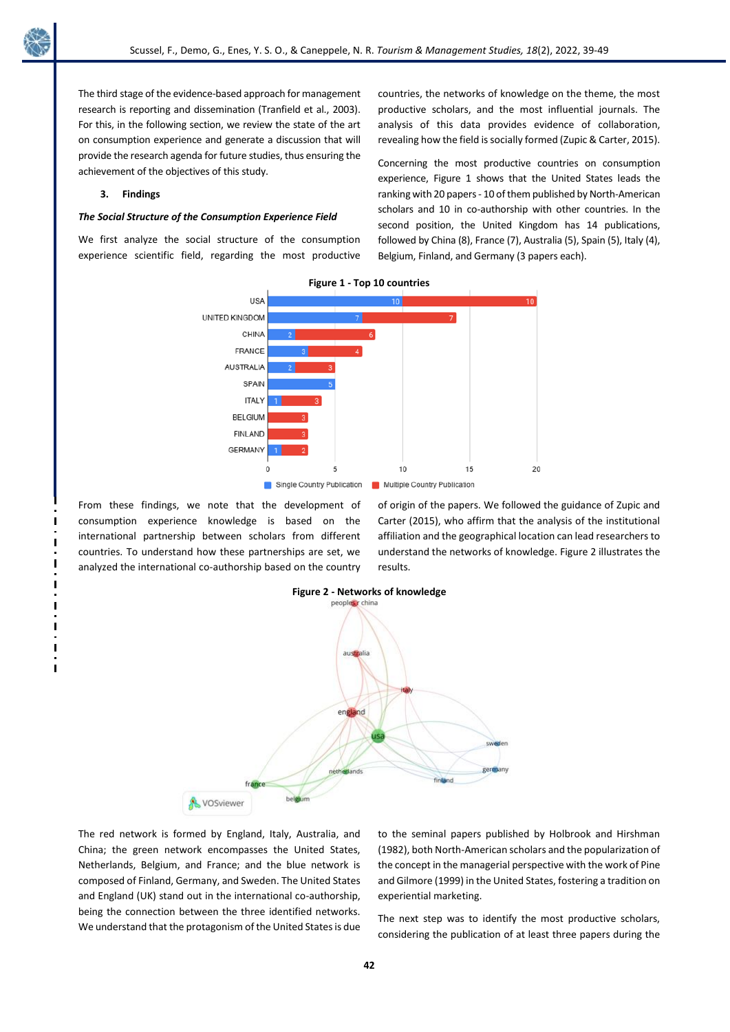The third stage of the evidence-based approach for management research is reporting and dissemination (Tranfield et al., 2003). For this, in the following section, we review the state of the art on consumption experience and generate a discussion that will provide the research agenda for future studies, thus ensuring the achievement of the objectives of this study.

## 3. Findings

### *The Social Structure of the Consumption Experience Field*

We first analyze the social structure of the consumption experience scientific field, regarding the most productive countries, the networks of knowledge on the theme, the most productive scholars, and the most influential journals. The analysis of this data provides evidence of collaboration, revealing how the field is socially formed (Zupic & Carter, 2015).

Concerning the most productive countries on consumption experience, Figure 1 shows that the United States leads the ranking with 20 papers - 10 of them published by North-American scholars and 10 in co-authorship with other countries. In the second position, the United Kingdom has 14 publications, followed by China (8), France (7), Australia (5), Spain (5), Italy (4), Belgium, Finland, and Germany (3 papers each).

**Figure 1 - Top 10 countries**

| Country | Single Country Publication | Multiple Country Publication |
|---|---|---|
| USA | 10 | 10 |
| UNITED KINGDOM | 7 | 7 |
| CHINA | 2 | 6 |
| FRANCE | 3 | 4 |
| AUSTRALIA | 2 | 3 |
| SPAIN | 5 | |
| ITALY | 1 | 3 |
| BELGIUM | | 3 |
| FINLAND | | 3 |
| GERMANY | 1 | 2 |

From these findings, we note that the development of consumption experience knowledge is based on the international partnership between scholars from different countries. To understand how these partnerships are set, we analyzed the international co-authorship based on the country of origin of the papers. We followed the guidance of Zupic and Carter (2015), who affirm that the analysis of the institutional affiliation and the geographical location can lead researchers to understand the networks of knowledge. Figure 2 illustrates the results.

**Figure 2 - Networks of knowledge**

The red network is formed by England, Italy, Australia, and China; the green network encompasses the United States, Netherlands, Belgium, and France; and the blue network is composed of Finland, Germany, and Sweden. The United States and England (UK) stand out in the international co-authorship, being the connection between the three identified networks. We understand that the protagonism of the United States is due to the seminal papers published by Holbrook and Hirshman (1982), both North-American scholars and the popularization of the concept in the managerial perspective with the work of Pine and Gilmore (1999) in the United States, fostering a tradition on experiential marketing.

The next step was to identify the most productive scholars, considering the publication of at least three papers during the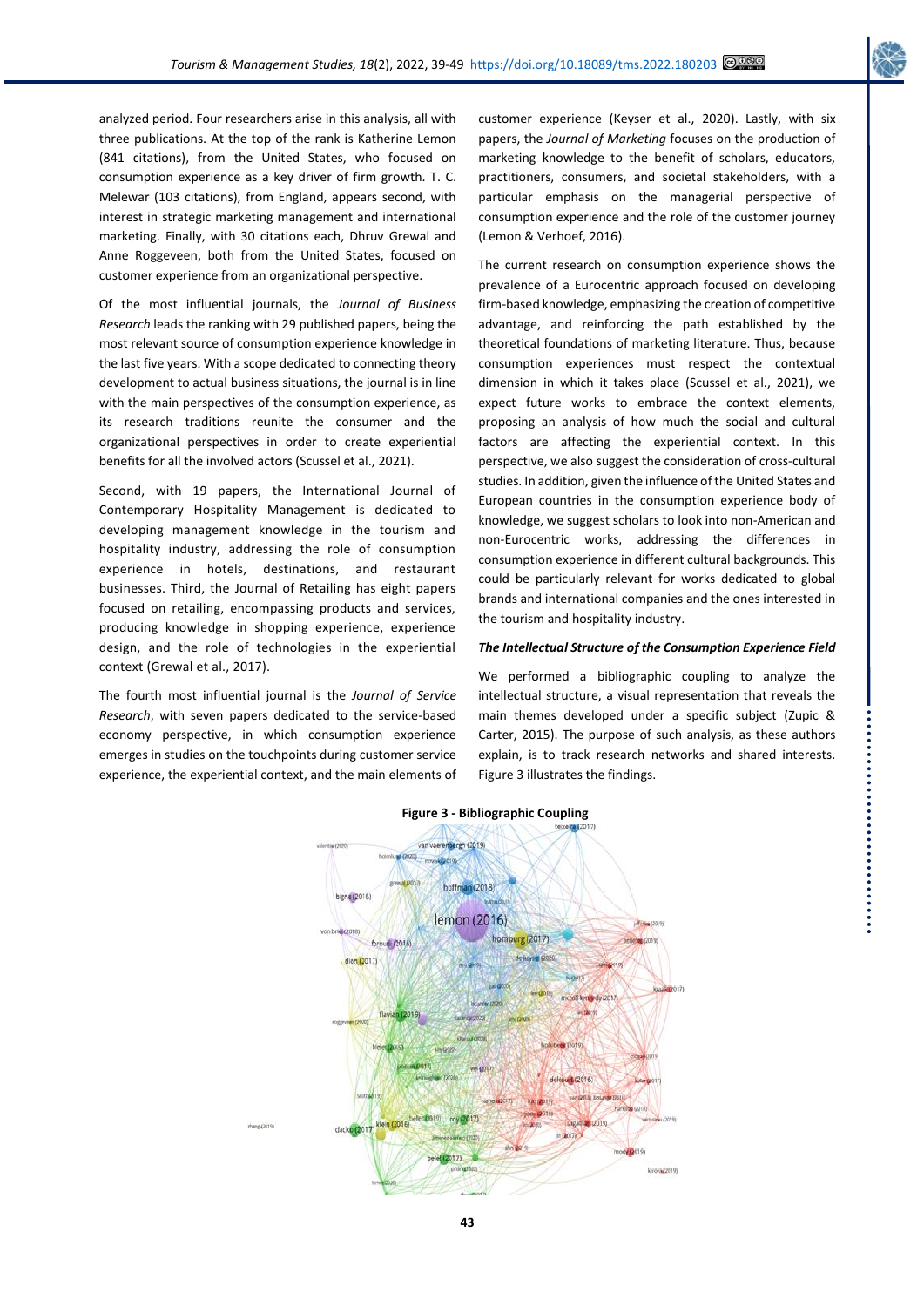analyzed period. Four researchers arise in this analysis, all with three publications. At the top of the rank is Katherine Lemon (841 citations), from the United States, who focused on consumption experience as a key driver of firm growth. T. C. Melewar (103 citations), from England, appears second, with interest in strategic marketing management and international marketing. Finally, with 30 citations each, Dhruv Grewal and Anne Roggeveen, both from the United States, focused on customer experience from an organizational perspective.

Of the most influential journals, the *Journal of Business Research* leads the ranking with 29 published papers, being the most relevant source of consumption experience knowledge in the last five years. With a scope dedicated to connecting theory development to actual business situations, the journal is in line with the main perspectives of the consumption experience, as its research traditions reunite the consumer and the organizational perspectives in order to create experiential benefits for all the involved actors (Scussel et al., 2021).

Second, with 19 papers, the International Journal of Contemporary Hospitality Management is dedicated to developing management knowledge in the tourism and hospitality industry, addressing the role of consumption experience in hotels, destinations, and restaurant businesses. Third, the Journal of Retailing has eight papers focused on retailing, encompassing products and services, producing knowledge in shopping experience, experience design, and the role of technologies in the experiential context (Grewal et al., 2017).

The fourth most influential journal is the *Journal of Service Research*, with seven papers dedicated to the service-based economy perspective, in which consumption experience emerges in studies on the touchpoints during customer service experience, the experiential context, and the main elements of customer experience (Keyser et al., 2020). Lastly, with six papers, the *Journal of Marketing* focuses on the production of marketing knowledge to the benefit of scholars, educators, practitioners, consumers, and societal stakeholders, with a particular emphasis on the managerial perspective of consumption experience and the role of the customer journey (Lemon & Verhoef, 2016).

The current research on consumption experience shows the prevalence of a Eurocentric approach focused on developing firm-based knowledge, emphasizing the creation of competitive advantage, and reinforcing the path established by the theoretical foundations of marketing literature. Thus, because consumption experiences must respect the contextual dimension in which it takes place (Scussel et al., 2021), we expect future works to embrace the context elements, proposing an analysis of how much the social and cultural factors are affecting the experiential context. In this perspective, we also suggest the consideration of cross-cultural studies. In addition, given the influence of the United States and European countries in the consumption experience body of knowledge, we suggest scholars to look into non-American and non-Eurocentric works, addressing the differences in consumption experience in different cultural backgrounds. This could be particularly relevant for works dedicated to global brands and international companies and the ones interested in the tourism and hospitality industry.

***The Intellectual Structure of the Consumption Experience Field***

We performed a bibliographic coupling to analyze the intellectual structure, a visual representation that reveals the main themes developed under a specific subject (Zupic & Carter, 2015). The purpose of such analysis, as these authors explain, is to track research networks and shared interests. Figure 3 illustrates the findings.

**Figure 3 - Bibliographic Coupling**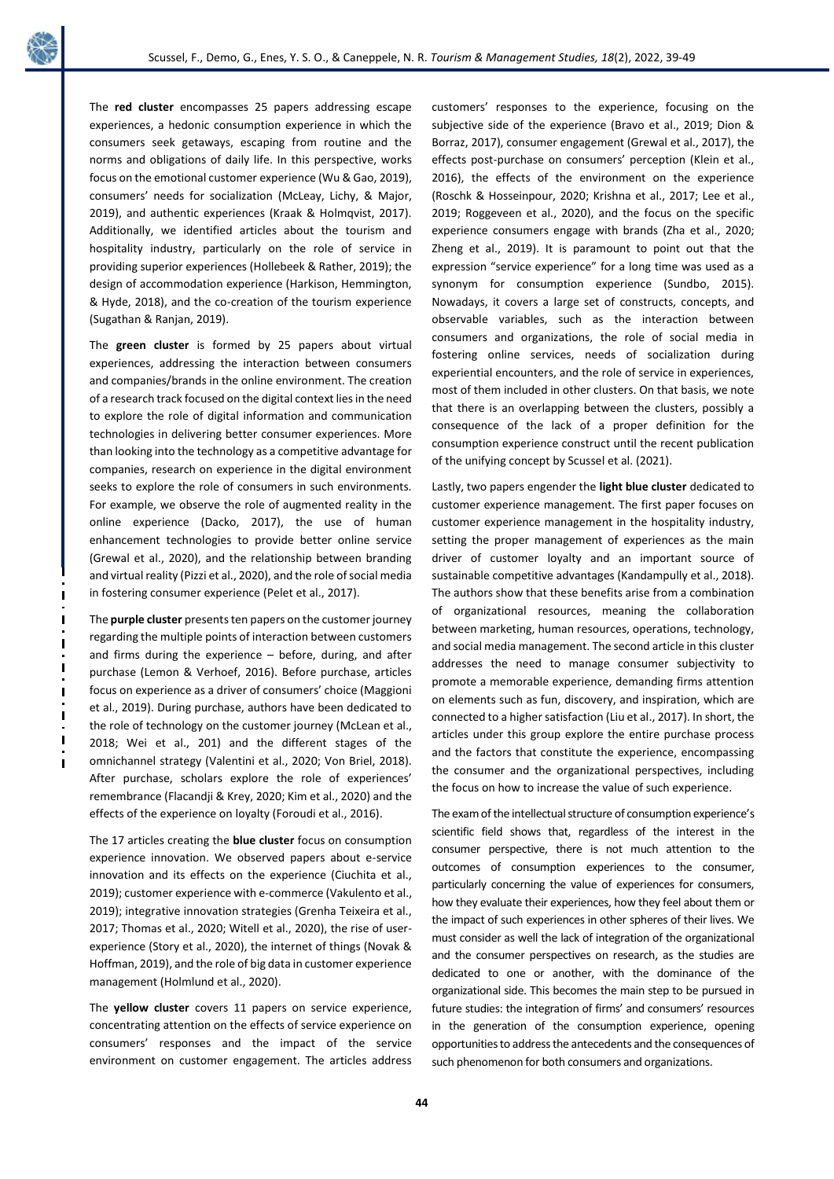The **red cluster** encompasses 25 papers addressing escape experiences, a hedonic consumption experience in which the consumers seek getaways, escaping from routine and the norms and obligations of daily life. In this perspective, works focus on the emotional customer experience (Wu & Gao, 2019), consumers' needs for socialization (McLeay, Lichy, & Major, 2019), and authentic experiences (Kraak & Holmqvist, 2017). Additionally, we identified articles about the tourism and hospitality industry, particularly on the role of service in providing superior experiences (Hollebeek & Rather, 2019); the design of accommodation experience (Harkison, Hemmington, & Hyde, 2018), and the co-creation of the tourism experience (Sugathan & Ranjan, 2019).

The **green cluster** is formed by 25 papers about virtual experiences, addressing the interaction between consumers and companies/brands in the online environment. The creation of a research track focused on the digital context lies in the need to explore the role of digital information and communication technologies in delivering better consumer experiences. More than looking into the technology as a competitive advantage for companies, research on experience in the digital environment seeks to explore the role of consumers in such environments. For example, we observe the role of augmented reality in the online experience (Dacko, 2017), the use of human enhancement technologies to provide better online service (Grewal et al., 2020), and the relationship between branding and virtual reality (Pizzi et al., 2020), and the role of social media in fostering consumer experience (Pelet et al., 2017).

The **purple cluster** presents ten papers on the customer journey regarding the multiple points of interaction between customers and firms during the experience – before, during, and after purchase (Lemon & Verhoef, 2016). Before purchase, articles focus on experience as a driver of consumers' choice (Maggioni et al., 2019). During purchase, authors have been dedicated to the role of technology on the customer journey (McLean et al., 2018; Wei et al., 201) and the different stages of the omnichannel strategy (Valentini et al., 2020; Von Briel, 2018). After purchase, scholars explore the role of experiences' remembrance (Flacandji & Krey, 2020; Kim et al., 2020) and the effects of the experience on loyalty (Foroudi et al., 2016).

The 17 articles creating the **blue cluster** focus on consumption experience innovation. We observed papers about e-service innovation and its effects on the experience (Ciuchita et al., 2019); customer experience with e-commerce (Vakulento et al., 2019); integrative innovation strategies (Grenha Teixeira et al., 2017; Thomas et al., 2020; Witell et al., 2020), the rise of user-experience (Story et al., 2020), the internet of things (Novak & Hoffman, 2019), and the role of big data in customer experience management (Holmlund et al., 2020).

The **yellow cluster** covers 11 papers on service experience, concentrating attention on the effects of service experience on consumers' responses and the impact of the service environment on customer engagement. The articles address customers' responses to the experience, focusing on the subjective side of the experience (Bravo et al., 2019; Dion & Borraz, 2017), consumer engagement (Grewal et al., 2017), the effects post-purchase on consumers' perception (Klein et al., 2016), the effects of the environment on the experience (Roschk & Hosseinpour, 2020; Krishna et al., 2017; Lee et al., 2019; Roggeveen et al., 2020), and the focus on the specific experience consumers engage with brands (Zha et al., 2020; Zheng et al., 2019). It is paramount to point out that the expression "service experience" for a long time was used as a synonym for consumption experience (Sundbo, 2015). Nowadays, it covers a large set of constructs, concepts, and observable variables, such as the interaction between consumers and organizations, the role of social media in fostering online services, needs of socialization during experiential encounters, and the role of service in experiences, most of them included in other clusters. On that basis, we note that there is an overlapping between the clusters, possibly a consequence of the lack of a proper definition for the consumption experience construct until the recent publication of the unifying concept by Scussel et al. (2021).

Lastly, two papers engender the **light blue cluster** dedicated to customer experience management. The first paper focuses on customer experience management in the hospitality industry, setting the proper management of experiences as the main driver of customer loyalty and an important source of sustainable competitive advantages (Kandampully et al., 2018). The authors show that these benefits arise from a combination of organizational resources, meaning the collaboration between marketing, human resources, operations, technology, and social media management. The second article in this cluster addresses the need to manage consumer subjectivity to promote a memorable experience, demanding firms attention on elements such as fun, discovery, and inspiration, which are connected to a higher satisfaction (Liu et al., 2017). In short, the articles under this group explore the entire purchase process and the factors that constitute the experience, encompassing the consumer and the organizational perspectives, including the focus on how to increase the value of such experience.

The exam of the intellectual structure of consumption experience's scientific field shows that, regardless of the interest in the consumer perspective, there is not much attention to the outcomes of consumption experiences to the consumer, particularly concerning the value of experiences for consumers, how they evaluate their experiences, how they feel about them or the impact of such experiences in other spheres of their lives. We must consider as well the lack of integration of the organizational and the consumer perspectives on research, as the studies are dedicated to one or another, with the dominance of the organizational side. This becomes the main step to be pursued in future studies: the integration of firms' and consumers' resources in the generation of the consumption experience, opening opportunities to address the antecedents and the consequences of such phenomenon for both consumers and organizations.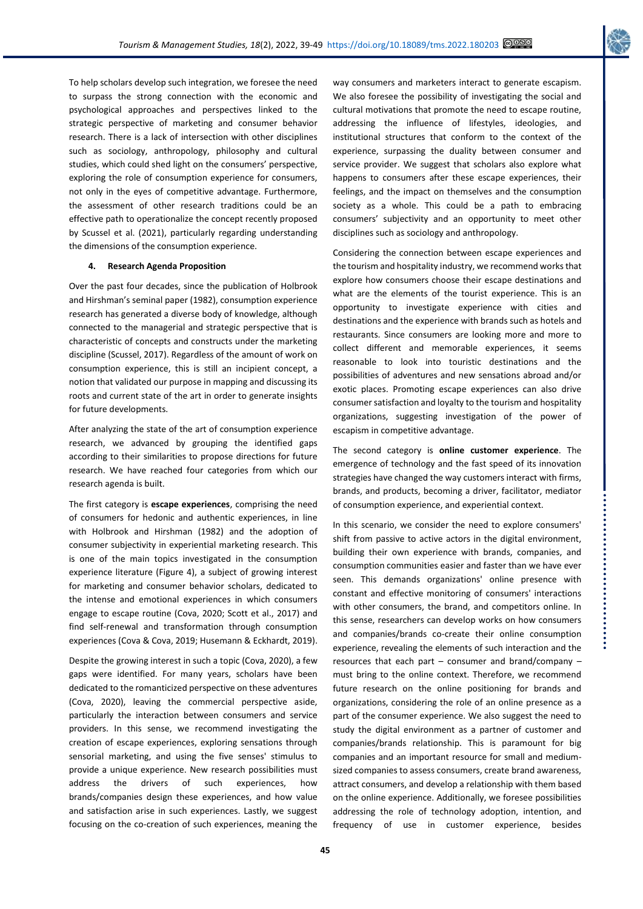To help scholars develop such integration, we foresee the need to surpass the strong connection with the economic and psychological approaches and perspectives linked to the strategic perspective of marketing and consumer behavior research. There is a lack of intersection with other disciplines such as sociology, anthropology, philosophy and cultural studies, which could shed light on the consumers' perspective, exploring the role of consumption experience for consumers, not only in the eyes of competitive advantage. Furthermore, the assessment of other research traditions could be an effective path to operationalize the concept recently proposed by Scussel et al. (2021), particularly regarding understanding the dimensions of the consumption experience.

## 4. Research Agenda Proposition

Over the past four decades, since the publication of Holbrook and Hirshman's seminal paper (1982), consumption experience research has generated a diverse body of knowledge, although connected to the managerial and strategic perspective that is characteristic of concepts and constructs under the marketing discipline (Scussel, 2017). Regardless of the amount of work on consumption experience, this is still an incipient concept, a notion that validated our purpose in mapping and discussing its roots and current state of the art in order to generate insights for future developments.

After analyzing the state of the art of consumption experience research, we advanced by grouping the identified gaps according to their similarities to propose directions for future research. We have reached four categories from which our research agenda is built.

The first category is **escape experiences**, comprising the need of consumers for hedonic and authentic experiences, in line with Holbrook and Hirshman (1982) and the adoption of consumer subjectivity in experiential marketing research. This is one of the main topics investigated in the consumption experience literature (Figure 4), a subject of growing interest for marketing and consumer behavior scholars, dedicated to the intense and emotional experiences in which consumers engage to escape routine (Cova, 2020; Scott et al., 2017) and find self-renewal and transformation through consumption experiences (Cova & Cova, 2019; Husemann & Eckhardt, 2019).

Despite the growing interest in such a topic (Cova, 2020), a few gaps were identified. For many years, scholars have been dedicated to the romanticized perspective on these adventures (Cova, 2020), leaving the commercial perspective aside, particularly the interaction between consumers and service providers. In this sense, we recommend investigating the creation of escape experiences, exploring sensations through sensorial marketing, and using the five senses' stimulus to provide a unique experience. New research possibilities must address the drivers of such experiences, how brands/companies design these experiences, and how value and satisfaction arise in such experiences. Lastly, we suggest focusing on the co-creation of such experiences, meaning the way consumers and marketers interact to generate escapism. We also foresee the possibility of investigating the social and cultural motivations that promote the need to escape routine, addressing the influence of lifestyles, ideologies, and institutional structures that conform to the context of the experience, surpassing the duality between consumer and service provider. We suggest that scholars also explore what happens to consumers after these escape experiences, their feelings, and the impact on themselves and the consumption society as a whole. This could be a path to embracing consumers' subjectivity and an opportunity to meet other disciplines such as sociology and anthropology.

Considering the connection between escape experiences and the tourism and hospitality industry, we recommend works that explore how consumers choose their escape destinations and what are the elements of the tourist experience. This is an opportunity to investigate experience with cities and destinations and the experience with brands such as hotels and restaurants. Since consumers are looking more and more to collect different and memorable experiences, it seems reasonable to look into touristic destinations and the possibilities of adventures and new sensations abroad and/or exotic places. Promoting escape experiences can also drive consumer satisfaction and loyalty to the tourism and hospitality organizations, suggesting investigation of the power of escapism in competitive advantage.

The second category is **online customer experience**. The emergence of technology and the fast speed of its innovation strategies have changed the way customers interact with firms, brands, and products, becoming a driver, facilitator, mediator of consumption experience, and experiential context.

In this scenario, we consider the need to explore consumers' shift from passive to active actors in the digital environment, building their own experience with brands, companies, and consumption communities easier and faster than we have ever seen. This demands organizations' online presence with constant and effective monitoring of consumers' interactions with other consumers, the brand, and competitors online. In this sense, researchers can develop works on how consumers and companies/brands co-create their online consumption experience, revealing the elements of such interaction and the resources that each part – consumer and brand/company – must bring to the online context. Therefore, we recommend future research on the online positioning for brands and organizations, considering the role of an online presence as a part of the consumer experience. We also suggest the need to study the digital environment as a partner of customer and companies/brands relationship. This is paramount for big companies and an important resource for small and medium-sized companies to assess consumers, create brand awareness, attract consumers, and develop a relationship with them based on the online experience. Additionally, we foresee possibilities addressing the role of technology adoption, intention, and frequency of use in customer experience, besides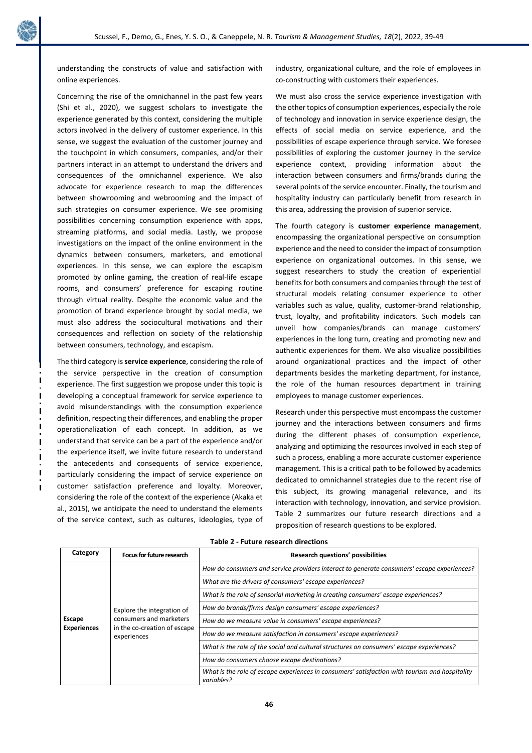understanding the constructs of value and satisfaction with online experiences.

Concerning the rise of the omnichannel in the past few years (Shi et al., 2020), we suggest scholars to investigate the experience generated by this context, considering the multiple actors involved in the delivery of customer experience. In this sense, we suggest the evaluation of the customer journey and the touchpoint in which consumers, companies, and/or their partners interact in an attempt to understand the drivers and consequences of the omnichannel experience. We also advocate for experience research to map the differences between showrooming and webrooming and the impact of such strategies on consumer experience. We see promising possibilities concerning consumption experience with apps, streaming platforms, and social media. Lastly, we propose investigations on the impact of the online environment in the dynamics between consumers, marketers, and emotional experiences. In this sense, we can explore the escapism promoted by online gaming, the creation of real-life escape rooms, and consumers' preference for escaping routine through virtual reality. Despite the economic value and the promotion of brand experience brought by social media, we must also address the sociocultural motivations and their consequences and reflection on society of the relationship between consumers, technology, and escapism.

The third category is **service experience**, considering the role of the service perspective in the creation of consumption experience. The first suggestion we propose under this topic is developing a conceptual framework for service experience to avoid misunderstandings with the consumption experience definition, respecting their differences, and enabling the proper operationalization of each concept. In addition, as we understand that service can be a part of the experience and/or the experience itself, we invite future research to understand the antecedents and consequents of service experience, particularly considering the impact of service experience on customer satisfaction preference and loyalty. Moreover, considering the role of the context of the experience (Akaka et al., 2015), we anticipate the need to understand the elements of the service context, such as cultures, ideologies, type of industry, organizational culture, and the role of employees in co-constructing with customers their experiences.

We must also cross the service experience investigation with the other topics of consumption experiences, especially the role of technology and innovation in service experience design, the effects of social media on service experience, and the possibilities of escape experience through service. We foresee possibilities of exploring the customer journey in the service experience context, providing information about the interaction between consumers and firms/brands during the several points of the service encounter. Finally, the tourism and hospitality industry can particularly benefit from research in this area, addressing the provision of superior service.

The fourth category is **customer experience management**, encompassing the organizational perspective on consumption experience and the need to consider the impact of consumption experience on organizational outcomes. In this sense, we suggest researchers to study the creation of experiential benefits for both consumers and companies through the test of structural models relating consumer experience to other variables such as value, quality, customer-brand relationship, trust, loyalty, and profitability indicators. Such models can unveil how companies/brands can manage customers' experiences in the long turn, creating and promoting new and authentic experiences for them. We also visualize possibilities around organizational practices and the impact of other departments besides the marketing department, for instance, the role of the human resources department in training employees to manage customer experiences.

Research under this perspective must encompass the customer journey and the interactions between consumers and firms during the different phases of consumption experience, analyzing and optimizing the resources involved in each step of such a process, enabling a more accurate customer experience management. This is a critical path to be followed by academics dedicated to omnichannel strategies due to the recent rise of this subject, its growing managerial relevance, and its interaction with technology, innovation, and service provision. Table 2 summarizes our future research directions and a proposition of research questions to be explored.

**Table 2 - Future research directions**

| Category | Focus for future research | Research questions' possibilities |
|---|---|---|
| Escape Experiences | Explore the integration of consumers and marketers in the co-creation of escape experiences | *How do consumers and service providers interact to generate consumers' escape experiences?* |
| | | *What are the drivers of consumers' escape experiences?* |
| | | *What is the role of sensorial marketing in creating consumers' escape experiences?* |
| | | *How do brands/firms design consumers' escape experiences?* |
| | | *How do we measure value in consumers' escape experiences?* |
| | | *How do we measure satisfaction in consumers' escape experiences?* |
| | | *What is the role of the social and cultural structures on consumers' escape experiences?* |
| | | *How do consumers choose escape destinations?* |
| | | *What is the role of escape experiences in consumers' satisfaction with tourism and hospitality variables?* |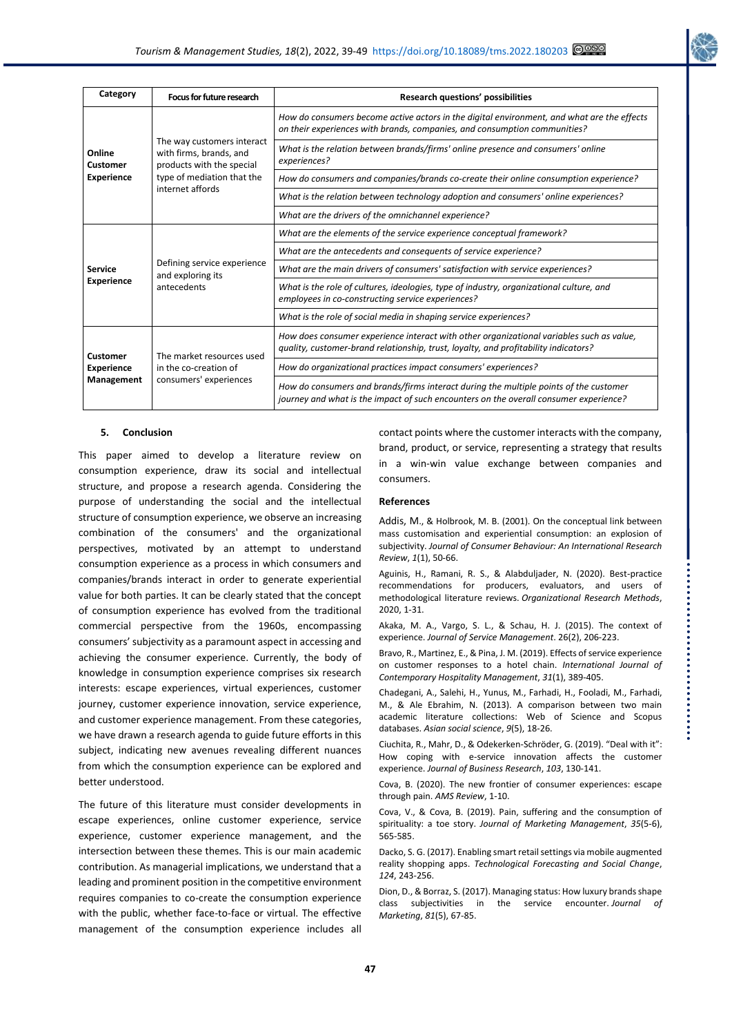| Category | Focus for future research | Research questions' possibilities |
|---|---|---|
| **Online Customer Experience** | The way customers interact with firms, brands, and products with the special type of mediation that the internet affords | *How do consumers become active actors in the digital environment, and what are the effects on their experiences with brands, companies, and consumption communities?* |
| | | *What is the relation between brands/firms' online presence and consumers' online experiences?* |
| | | *How do consumers and companies/brands co-create their online consumption experience?* |
| | | *What is the relation between technology adoption and consumers' online experiences?* |
| | | *What are the drivers of the omnichannel experience?* |
| **Service Experience** | Defining service experience and exploring its antecedents | *What are the elements of the service experience conceptual framework?* |
| | | *What are the antecedents and consequents of service experience?* |
| | | *What are the main drivers of consumers' satisfaction with service experiences?* |
| | | *What is the role of cultures, ideologies, type of industry, organizational culture, and employees in co-constructing service experiences?* |
| | | *What is the role of social media in shaping service experiences?* |
| **Customer Experience Management** | The market resources used in the co-creation of consumers' experiences | *How does consumer experience interact with other organizational variables such as value, quality, customer-brand relationship, trust, loyalty, and profitability indicators?* |
| | | *How do organizational practices impact consumers' experiences?* |
| | | *How do consumers and brands/firms interact during the multiple points of the customer journey and what is the impact of such encounters on the overall consumer experience?* |

## 5. Conclusion

This paper aimed to develop a literature review on consumption experience, draw its social and intellectual structure, and propose a research agenda. Considering the purpose of understanding the social and the intellectual structure of consumption experience, we observe an increasing combination of the consumers' and the organizational perspectives, motivated by an attempt to understand consumption experience as a process in which consumers and companies/brands interact in order to generate experiential value for both parties. It can be clearly stated that the concept of consumption experience has evolved from the traditional commercial perspective from the 1960s, encompassing consumers' subjectivity as a paramount aspect in accessing and achieving the consumer experience. Currently, the body of knowledge in consumption experience comprises six research interests: escape experiences, virtual experiences, customer journey, customer experience innovation, service experience, and customer experience management. From these categories, we have drawn a research agenda to guide future efforts in this subject, indicating new avenues revealing different nuances from which the consumption experience can be explored and better understood.

The future of this literature must consider developments in escape experiences, online customer experience, service experience, customer experience management, and the intersection between these themes. This is our main academic contribution. As managerial implications, we understand that a leading and prominent position in the competitive environment requires companies to co-create the consumption experience with the public, whether face-to-face or virtual. The effective management of the consumption experience includes all contact points where the customer interacts with the company, brand, product, or service, representing a strategy that results in a win-win value exchange between companies and consumers.

## References

Addis, M., & Holbrook, M. B. (2001). On the conceptual link between mass customisation and experiential consumption: an explosion of subjectivity. *Journal of Consumer Behaviour: An International Research Review*, *1*(1), 50-66.

Aguinis, H., Ramani, R. S., & Alabduljader, N. (2020). Best-practice recommendations for producers, evaluators, and users of methodological literature reviews. *Organizational Research Methods*, 2020, 1-31.

Akaka, M. A., Vargo, S. L., & Schau, H. J. (2015). The context of experience. *Journal of Service Management*. 26(2), 206-223.

Bravo, R., Martinez, E., & Pina, J. M. (2019). Effects of service experience on customer responses to a hotel chain. *International Journal of Contemporary Hospitality Management*, *31*(1), 389-405.

Chadegani, A., Salehi, H., Yunus, M., Farhadi, H., Fooladi, M., Farhadi, M., & Ale Ebrahim, N. (2013). A comparison between two main academic literature collections: Web of Science and Scopus databases. *Asian social science*, *9*(5), 18-26.

Ciuchita, R., Mahr, D., & Odekerken-Schröder, G. (2019). "Deal with it": How coping with e-service innovation affects the customer experience. *Journal of Business Research*, *103*, 130-141.

Cova, B. (2020). The new frontier of consumer experiences: escape through pain. *AMS Review*, 1-10.

Cova, V., & Cova, B. (2019). Pain, suffering and the consumption of spirituality: a toe story. *Journal of Marketing Management*, *35*(5-6), 565-585.

Dacko, S. G. (2017). Enabling smart retail settings via mobile augmented reality shopping apps. *Technological Forecasting and Social Change*, *124*, 243-256.

Dion, D., & Borraz, S. (2017). Managing status: How luxury brands shape class subjectivities in the service encounter. *Journal of Marketing*, *81*(5), 67-85.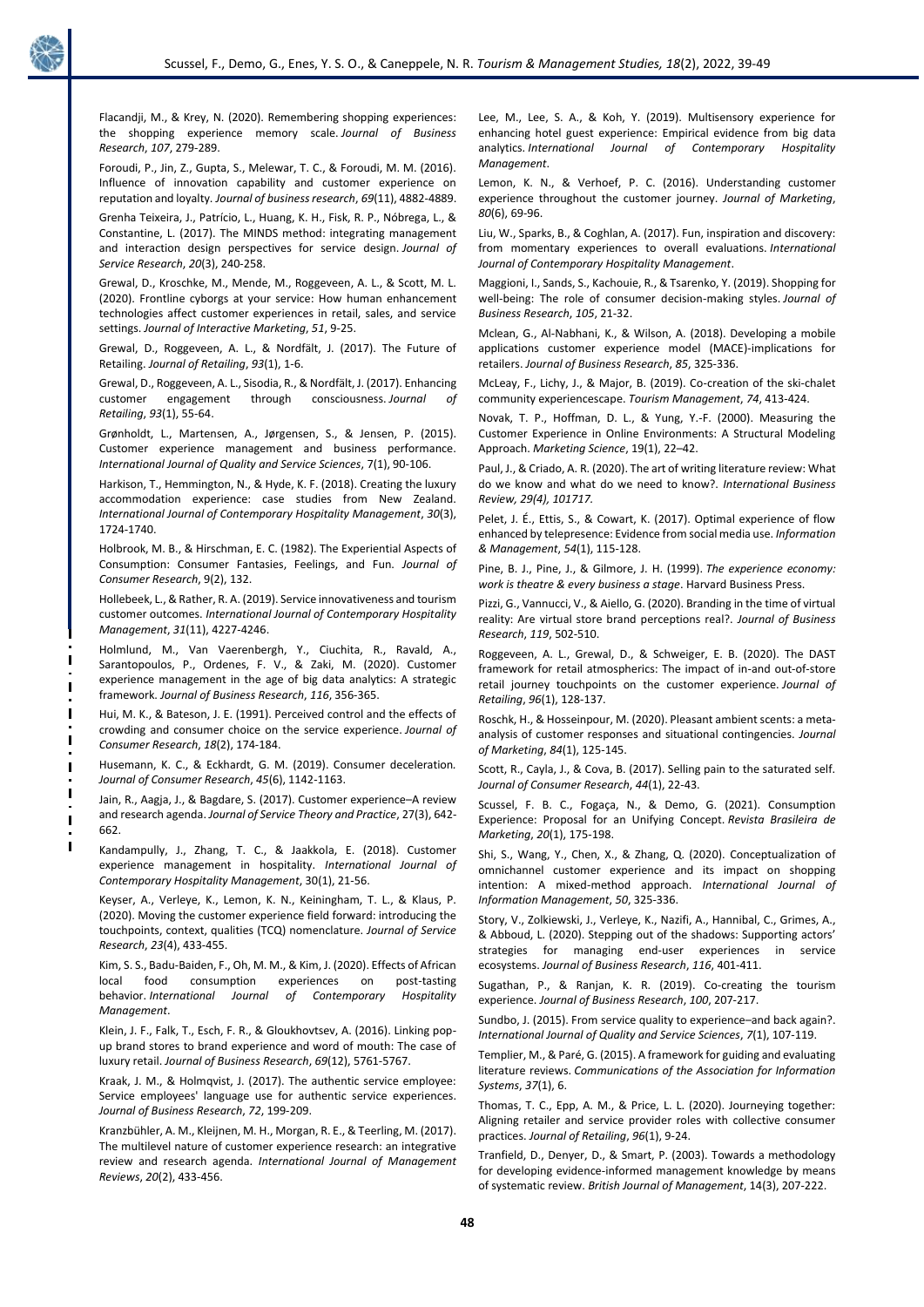Flacandji, M., & Krey, N. (2020). Remembering shopping experiences: the shopping experience memory scale. *Journal of Business Research*, *107*, 279-289.

Foroudi, P., Jin, Z., Gupta, S., Melewar, T. C., & Foroudi, M. M. (2016). Influence of innovation capability and customer experience on reputation and loyalty. *Journal of business research*, *69*(11), 4882-4889.

Grenha Teixeira, J., Patrício, L., Huang, K. H., Fisk, R. P., Nóbrega, L., & Constantine, L. (2017). The MINDS method: integrating management and interaction design perspectives for service design. *Journal of Service Research*, *20*(3), 240-258.

Grewal, D., Kroschke, M., Mende, M., Roggeveen, A. L., & Scott, M. L. (2020). Frontline cyborgs at your service: How human enhancement technologies affect customer experiences in retail, sales, and service settings. *Journal of Interactive Marketing*, *51*, 9-25.

Grewal, D., Roggeveen, A. L., & Nordfält, J. (2017). The Future of Retailing. *Journal of Retailing*, *93*(1), 1-6.

Grewal, D., Roggeveen, A. L., Sisodia, R., & Nordfält, J. (2017). Enhancing customer engagement through consciousness. *Journal of Retailing*, *93*(1), 55-64.

Grønholdt, L., Martensen, A., Jørgensen, S., & Jensen, P. (2015). Customer experience management and business performance. *International Journal of Quality and Service Sciences*, 7(1), 90-106.

Harkison, T., Hemmington, N., & Hyde, K. F. (2018). Creating the luxury accommodation experience: case studies from New Zealand. *International Journal of Contemporary Hospitality Management*, *30*(3), 1724-1740.

Holbrook, M. B., & Hirschman, E. C. (1982). The Experiential Aspects of Consumption: Consumer Fantasies, Feelings, and Fun. *Journal of Consumer Research*, 9(2), 132.

Hollebeek, L., & Rather, R. A. (2019). Service innovativeness and tourism customer outcomes. *International Journal of Contemporary Hospitality Management*, *31*(11), 4227-4246.

Holmlund, M., Van Vaerenbergh, Y., Ciuchita, R., Ravald, A., Sarantopoulos, P., Ordenes, F. V., & Zaki, M. (2020). Customer experience management in the age of big data analytics: A strategic framework. *Journal of Business Research*, *116*, 356-365.

Hui, M. K., & Bateson, J. E. (1991). Perceived control and the effects of crowding and consumer choice on the service experience. *Journal of Consumer Research*, *18*(2), 174-184.

Husemann, K. C., & Eckhardt, G. M. (2019). Consumer deceleration. *Journal of Consumer Research*, *45*(6), 1142-1163.

Jain, R., Aagja, J., & Bagdare, S. (2017). Customer experience–A review and research agenda. *Journal of Service Theory and Practice*, 27(3), 642-662.

Kandampully, J., Zhang, T. C., & Jaakkola, E. (2018). Customer experience management in hospitality. *International Journal of Contemporary Hospitality Management*, 30(1), 21-56.

Keyser, A., Verleye, K., Lemon, K. N., Keiningham, T. L., & Klaus, P. (2020). Moving the customer experience field forward: introducing the touchpoints, context, qualities (TCQ) nomenclature. *Journal of Service Research*, *23*(4), 433-455.

Kim, S. S., Badu-Baiden, F., Oh, M. M., & Kim, J. (2020). Effects of African local food consumption experiences on post-tasting behavior. *International Journal of Contemporary Hospitality Management*.

Klein, J. F., Falk, T., Esch, F. R., & Gloukhovtsev, A. (2016). Linking pop-up brand stores to brand experience and word of mouth: The case of luxury retail. *Journal of Business Research*, *69*(12), 5761-5767.

Kraak, J. M., & Holmqvist, J. (2017). The authentic service employee: Service employees' language use for authentic service experiences. *Journal of Business Research*, *72*, 199-209.

Kranzbühler, A. M., Kleijnen, M. H., Morgan, R. E., & Teerling, M. (2017). The multilevel nature of customer experience research: an integrative review and research agenda. *International Journal of Management Reviews*, *20*(2), 433-456.

Lee, M., Lee, S. A., & Koh, Y. (2019). Multisensory experience for enhancing hotel guest experience: Empirical evidence from big data analytics. *International Journal of Contemporary Hospitality Management*.

Lemon, K. N., & Verhoef, P. C. (2016). Understanding customer experience throughout the customer journey. *Journal of Marketing*, *80*(6), 69-96.

Liu, W., Sparks, B., & Coghlan, A. (2017). Fun, inspiration and discovery: from momentary experiences to overall evaluations. *International Journal of Contemporary Hospitality Management*.

Maggioni, I., Sands, S., Kachouie, R., & Tsarenko, Y. (2019). Shopping for well-being: The role of consumer decision-making styles. *Journal of Business Research*, *105*, 21-32.

Mclean, G., Al-Nabhani, K., & Wilson, A. (2018). Developing a mobile applications customer experience model (MACE)-implications for retailers. *Journal of Business Research*, *85*, 325-336.

McLeay, F., Lichy, J., & Major, B. (2019). Co-creation of the ski-chalet community experiencescape. *Tourism Management*, *74*, 413-424.

Novak, T. P., Hoffman, D. L., & Yung, Y.-F. (2000). Measuring the Customer Experience in Online Environments: A Structural Modeling Approach. *Marketing Science*, 19(1), 22–42.

Paul, J., & Criado, A. R. (2020). The art of writing literature review: What do we know and what do we need to know?. *International Business Review, 29(4), 101717.*

Pelet, J. É., Ettis, S., & Cowart, K. (2017). Optimal experience of flow enhanced by telepresence: Evidence from social media use. *Information & Management*, *54*(1), 115-128.

Pine, B. J., Pine, J., & Gilmore, J. H. (1999). *The experience economy: work is theatre & every business a stage*. Harvard Business Press.

Pizzi, G., Vannucci, V., & Aiello, G. (2020). Branding in the time of virtual reality: Are virtual store brand perceptions real?. *Journal of Business Research*, *119*, 502-510.

Roggeveen, A. L., Grewal, D., & Schweiger, E. B. (2020). The DAST framework for retail atmospherics: The impact of in-and out-of-store retail journey touchpoints on the customer experience. *Journal of Retailing*, *96*(1), 128-137.

Roschk, H., & Hosseinpour, M. (2020). Pleasant ambient scents: a meta-analysis of customer responses and situational contingencies. *Journal of Marketing*, *84*(1), 125-145.

Scott, R., Cayla, J., & Cova, B. (2017). Selling pain to the saturated self. *Journal of Consumer Research*, *44*(1), 22-43.

Scussel, F. B. C., Fogaça, N., & Demo, G. (2021). Consumption Experience: Proposal for an Unifying Concept. *Revista Brasileira de Marketing*, *20*(1), 175-198.

Shi, S., Wang, Y., Chen, X., & Zhang, Q. (2020). Conceptualization of omnichannel customer experience and its impact on shopping intention: A mixed-method approach. *International Journal of Information Management*, *50*, 325-336.

Story, V., Zolkiewski, J., Verleye, K., Nazifi, A., Hannibal, C., Grimes, A., & Abboud, L. (2020). Stepping out of the shadows: Supporting actors' strategies for managing end-user experiences in service ecosystems. *Journal of Business Research*, *116*, 401-411.

Sugathan, P., & Ranjan, K. R. (2019). Co-creating the tourism experience. *Journal of Business Research*, *100*, 207-217.

Sundbo, J. (2015). From service quality to experience–and back again?. *International Journal of Quality and Service Sciences*, *7*(1), 107-119.

Templier, M., & Paré, G. (2015). A framework for guiding and evaluating literature reviews. *Communications of the Association for Information Systems*, *37*(1), 6.

Thomas, T. C., Epp, A. M., & Price, L. L. (2020). Journeying together: Aligning retailer and service provider roles with collective consumer practices. *Journal of Retailing*, *96*(1), 9-24.

Tranfield, D., Denyer, D., & Smart, P. (2003). Towards a methodology for developing evidence-informed management knowledge by means of systematic review. *British Journal of Management*, 14(3), 207-222.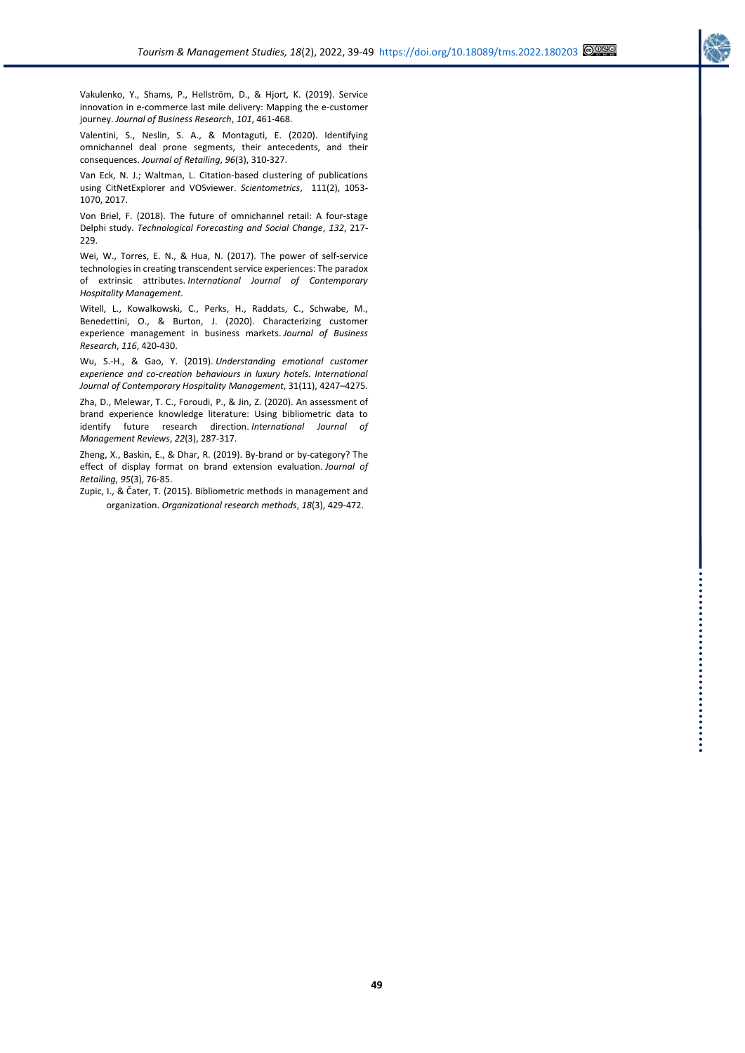Vakulenko, Y., Shams, P., Hellström, D., & Hjort, K. (2019). Service innovation in e-commerce last mile delivery: Mapping the e-customer journey. *Journal of Business Research*, *101*, 461-468.

Valentini, S., Neslin, S. A., & Montaguti, E. (2020). Identifying omnichannel deal prone segments, their antecedents, and their consequences. *Journal of Retailing*, *96*(3), 310-327.

Van Eck, N. J.; Waltman, L. Citation-based clustering of publications using CitNetExplorer and VOSviewer. *Scientometrics*, 111(2), 1053-1070, 2017.

Von Briel, F. (2018). The future of omnichannel retail: A four-stage Delphi study. *Technological Forecasting and Social Change*, *132*, 217-229.

Wei, W., Torres, E. N., & Hua, N. (2017). The power of self-service technologies in creating transcendent service experiences: The paradox of extrinsic attributes. *International Journal of Contemporary Hospitality Management*.

Witell, L., Kowalkowski, C., Perks, H., Raddats, C., Schwabe, M., Benedettini, O., & Burton, J. (2020). Characterizing customer experience management in business markets. *Journal of Business Research*, *116*, 420-430.

Wu, S.-H., & Gao, Y. (2019). *Understanding emotional customer experience and co-creation behaviours in luxury hotels. International Journal of Contemporary Hospitality Management*, 31(11), 4247–4275.

Zha, D., Melewar, T. C., Foroudi, P., & Jin, Z. (2020). An assessment of brand experience knowledge literature: Using bibliometric data to identify future research direction. *International Journal of Management Reviews*, *22*(3), 287-317.

Zheng, X., Baskin, E., & Dhar, R. (2019). By-brand or by-category? The effect of display format on brand extension evaluation. *Journal of Retailing*, *95*(3), 76-85.

Zupic, I., & Čater, T. (2015). Bibliometric methods in management and organization. *Organizational research methods*, *18*(3), 429-472.